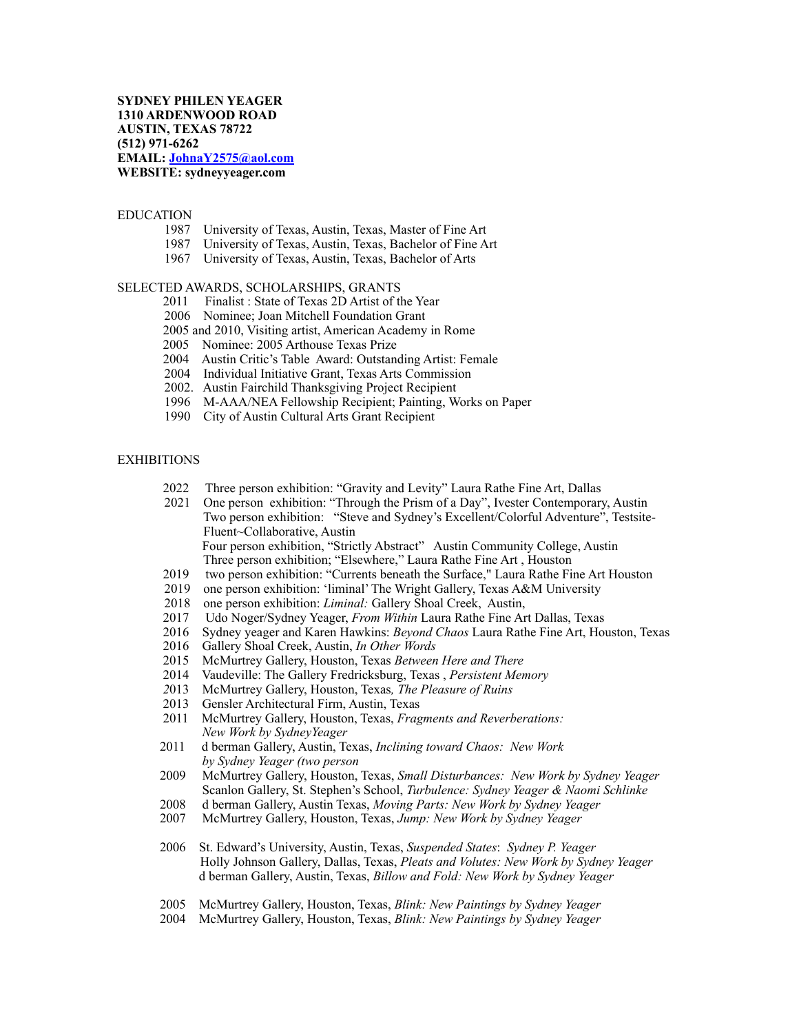**SYDNEY PHILEN YEAGER**
**1310 ARDENWOOD ROAD**
**AUSTIN, TEXAS 78722**
**(512) 971-6262**
**EMAIL: [JohnaY2575@aol.com](mailto:JohnaY2575@aol.com)**
**WEBSITE: sydneyyeager.com**

EDUCATION

- 1987 University of Texas, Austin, Texas, Master of Fine Art
- 1987 University of Texas, Austin, Texas, Bachelor of Fine Art
- 1967 University of Texas, Austin, Texas, Bachelor of Arts

SELECTED AWARDS, SCHOLARSHIPS, GRANTS

- 2011 Finalist : State of Texas 2D Artist of the Year
- 2006 Nominee; Joan Mitchell Foundation Grant
- 2005 and 2010, Visiting artist, American Academy in Rome
- 2005 Nominee: 2005 Arthouse Texas Prize
- 2004 Austin Critic's Table Award: Outstanding Artist: Female
- 2004 Individual Initiative Grant, Texas Arts Commission
- 2002. Austin Fairchild Thanksgiving Project Recipient
- 1996 M-AAA/NEA Fellowship Recipient; Painting, Works on Paper
- 1990 City of Austin Cultural Arts Grant Recipient

EXHIBITIONS

- 2022 Three person exhibition: "Gravity and Levity" Laura Rathe Fine Art, Dallas
- 2021 One person exhibition: "Through the Prism of a Day", Ivester Contemporary, Austin
  Two person exhibition: "Steve and Sydney's Excellent/Colorful Adventure", Testsite-Fluent~Collaborative, Austin
  Four person exhibition, "Strictly Abstract" Austin Community College, Austin
  Three person exhibition; "Elsewhere," Laura Rathe Fine Art , Houston
- 2019 two person exhibition: "Currents beneath the Surface," Laura Rathe Fine Art Houston
- 2019 one person exhibition: 'liminal' The Wright Gallery, Texas A&M University
- 2018 one person exhibition: *Liminal:* Gallery Shoal Creek, Austin,
- 2017 Udo Noger/Sydney Yeager, *From Within* Laura Rathe Fine Art Dallas, Texas
- 2016 Sydney yeager and Karen Hawkins: *Beyond Chaos* Laura Rathe Fine Art, Houston, Texas
- 2016 Gallery Shoal Creek, Austin, *In Other Words*
- 2015 McMurtrey Gallery, Houston, Texas *Between Here and There*
- 2014 Vaudeville: The Gallery Fredricksburg, Texas , *Persistent Memory*
- 2013 McMurtrey Gallery, Houston, Texas*, The Pleasure of Ruins*
- 2013 Gensler Architectural Firm, Austin, Texas
- 2011 McMurtrey Gallery, Houston, Texas, *Fragments and Reverberations: New Work by SydneyYeager*
- 2011 d berman Gallery, Austin, Texas, *Inclining toward Chaos: New Work by Sydney Yeager (two person*
- 2009 McMurtrey Gallery, Houston, Texas, *Small Disturbances: New Work by Sydney Yeager*
  Scanlon Gallery, St. Stephen's School, *Turbulence: Sydney Yeager & Naomi Schlinke*
- 2008 d berman Gallery, Austin Texas, *Moving Parts: New Work by Sydney Yeager*
- 2007 McMurtrey Gallery, Houston, Texas, *Jump: New Work by Sydney Yeager*
- 2006 St. Edward's University, Austin, Texas, *Suspended States*: *Sydney P. Yeager*
  Holly Johnson Gallery, Dallas, Texas, *Pleats and Volutes: New Work by Sydney Yeager*
  d berman Gallery, Austin, Texas, *Billow and Fold: New Work by Sydney Yeager*
- 2005 McMurtrey Gallery, Houston, Texas, *Blink: New Paintings by Sydney Yeager*
- 2004 McMurtrey Gallery, Houston, Texas, *Blink: New Paintings by Sydney Yeager*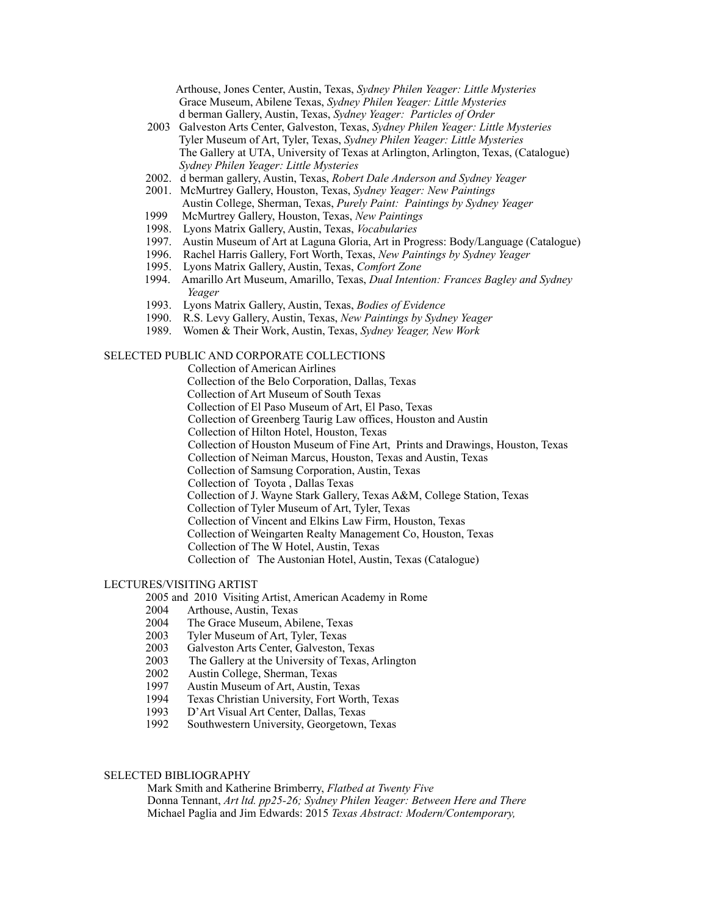Arthouse, Jones Center, Austin, Texas, *Sydney Philen Yeager: Little Mysteries*
Grace Museum, Abilene Texas, *Sydney Philen Yeager: Little Mysteries*
d berman Gallery, Austin, Texas, *Sydney Yeager: Particles of Order*

2003 Galveston Arts Center, Galveston, Texas, *Sydney Philen Yeager: Little Mysteries*
Tyler Museum of Art, Tyler, Texas, *Sydney Philen Yeager: Little Mysteries*
The Gallery at UTA, University of Texas at Arlington, Arlington, Texas, (Catalogue) *Sydney Philen Yeager: Little Mysteries*

2002. d berman gallery, Austin, Texas, *Robert Dale Anderson and Sydney Yeager*

2001. McMurtrey Gallery, Houston, Texas, *Sydney Yeager: New Paintings*
Austin College, Sherman, Texas, *Purely Paint: Paintings by Sydney Yeager*

1999 McMurtrey Gallery, Houston, Texas, *New Paintings*

1998. Lyons Matrix Gallery, Austin, Texas, *Vocabularies*

1997. Austin Museum of Art at Laguna Gloria, Art in Progress: Body/Language (Catalogue)

1996. Rachel Harris Gallery, Fort Worth, Texas, *New Paintings by Sydney Yeager*

1995. Lyons Matrix Gallery, Austin, Texas, *Comfort Zone*

1994. Amarillo Art Museum, Amarillo, Texas, *Dual Intention: Frances Bagley and Sydney Yeager*

1993. Lyons Matrix Gallery, Austin, Texas, *Bodies of Evidence*

1990. R.S. Levy Gallery, Austin, Texas, *New Paintings by Sydney Yeager*

1989. Women & Their Work, Austin, Texas, *Sydney Yeager, New Work*

## SELECTED PUBLIC AND CORPORATE COLLECTIONS

Collection of American Airlines
Collection of the Belo Corporation, Dallas, Texas
Collection of Art Museum of South Texas
Collection of El Paso Museum of Art, El Paso, Texas
Collection of Greenberg Taurig Law offices, Houston and Austin
Collection of Hilton Hotel, Houston, Texas
Collection of Houston Museum of Fine Art, Prints and Drawings, Houston, Texas
Collection of Neiman Marcus, Houston, Texas and Austin, Texas
Collection of Samsung Corporation, Austin, Texas
Collection of Toyota , Dallas Texas
Collection of J. Wayne Stark Gallery, Texas A&M, College Station, Texas
Collection of Tyler Museum of Art, Tyler, Texas
Collection of Vincent and Elkins Law Firm, Houston, Texas
Collection of Weingarten Realty Management Co, Houston, Texas
Collection of The W Hotel, Austin, Texas
Collection of The Austonian Hotel, Austin, Texas (Catalogue)

## LECTURES/VISITING ARTIST

2005 and 2010 Visiting Artist, American Academy in Rome
2004 Arthouse, Austin, Texas
2004 The Grace Museum, Abilene, Texas
2003 Tyler Museum of Art, Tyler, Texas
2003 Galveston Arts Center, Galveston, Texas
2003 The Gallery at the University of Texas, Arlington
2002 Austin College, Sherman, Texas
1997 Austin Museum of Art, Austin, Texas
1994 Texas Christian University, Fort Worth, Texas
1993 D'Art Visual Art Center, Dallas, Texas
1992 Southwestern University, Georgetown, Texas

## SELECTED BIBLIOGRAPHY

Mark Smith and Katherine Brimberry, *Flatbed at Twenty Five*
Donna Tennant, *Art ltd. pp25-26; Sydney Philen Yeager: Between Here and There*
Michael Paglia and Jim Edwards: 2015 *Texas Abstract: Modern/Contemporary,*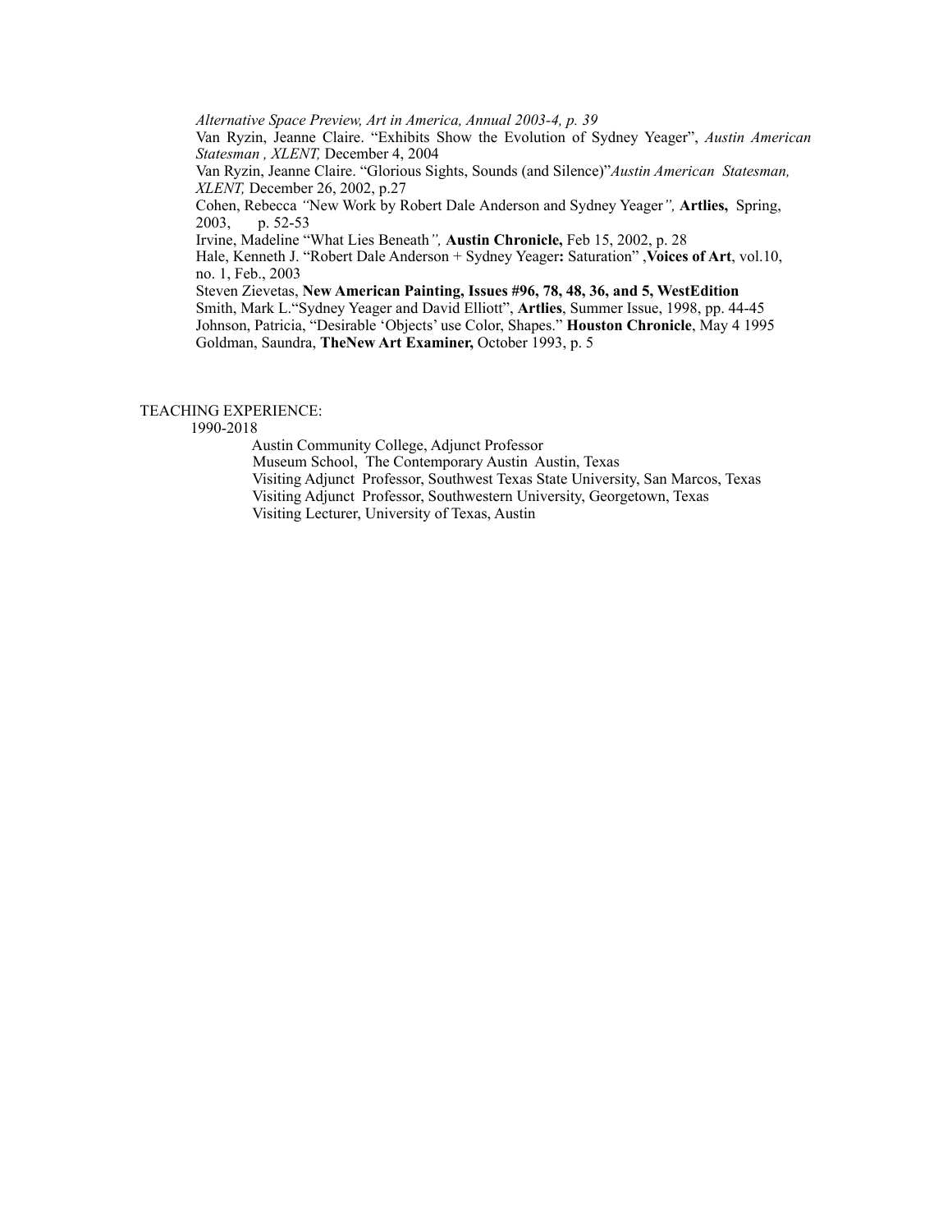*Alternative Space Preview, Art in America, Annual 2003-4, p. 39*

Van Ryzin, Jeanne Claire. "Exhibits Show the Evolution of Sydney Yeager", *Austin American Statesman , XLENT,* December 4, 2004

Van Ryzin, Jeanne Claire. "Glorious Sights, Sounds (and Silence)"*Austin American Statesman, XLENT,* December 26, 2002, p.27

Cohen, Rebecca *"*New Work by Robert Dale Anderson and Sydney Yeager*",* **Artlies,** Spring, 2003, p. 52-53

Irvine, Madeline "What Lies Beneath*",* **Austin Chronicle,** Feb 15, 2002, p. 28

Hale, Kenneth J. "Robert Dale Anderson + Sydney Yeager**:** Saturation" ,**Voices of Art**, vol.10, no. 1, Feb., 2003

Steven Zievetas, **New American Painting, Issues #96, 78, 48, 36, and 5, WestEdition**

Smith, Mark L."Sydney Yeager and David Elliott", **Artlies**, Summer Issue, 1998, pp. 44-45

Johnson, Patricia, "Desirable 'Objects' use Color, Shapes." **Houston Chronicle**, May 4 1995

Goldman, Saundra, **TheNew Art Examiner,** October 1993, p. 5

TEACHING EXPERIENCE:

1990-2018

Austin Community College, Adjunct Professor

Museum School, The Contemporary Austin Austin, Texas

Visiting Adjunct Professor, Southwest Texas State University, San Marcos, Texas

Visiting Adjunct Professor, Southwestern University, Georgetown, Texas

Visiting Lecturer, University of Texas, Austin